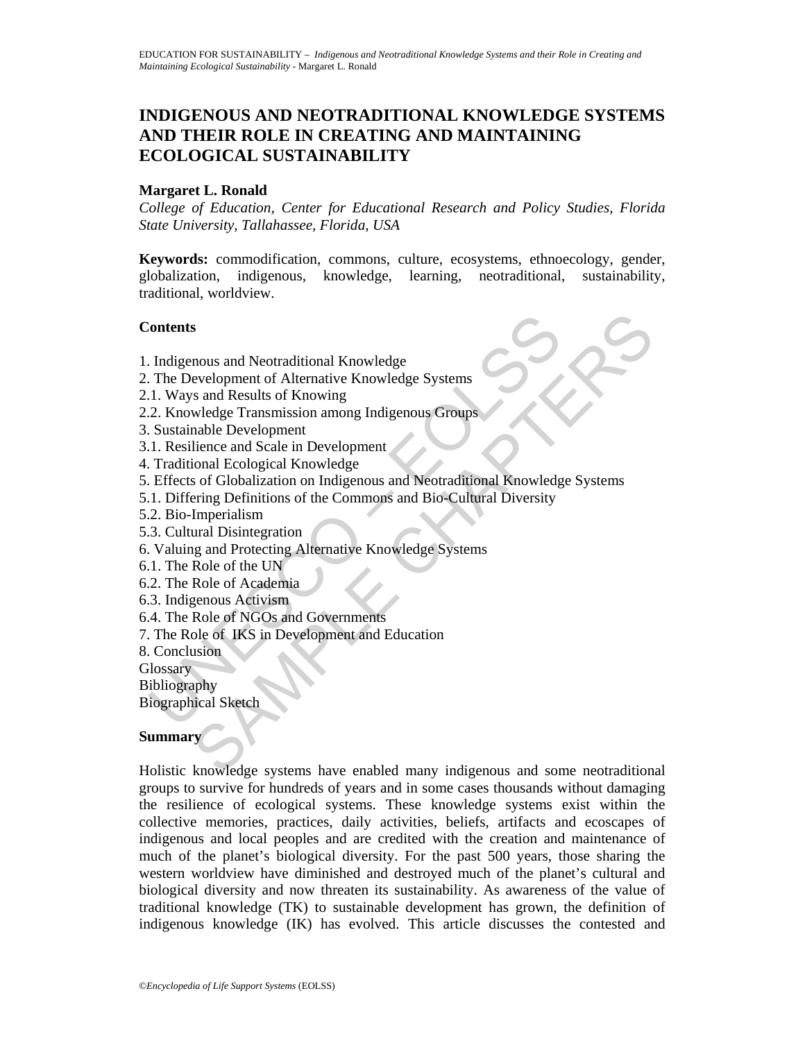# INDIGENOUS AND NEOTRADITIONAL KNOWLEDGE SYSTEMS AND THEIR ROLE IN CREATING AND MAINTAINING ECOLOGICAL SUSTAINABILITY

**Margaret L. Ronald**

*College of Education, Center for Educational Research and Policy Studies, Florida State University, Tallahassee, Florida, USA*

**Keywords:** commodification, commons, culture, ecosystems, ethnoecology, gender, globalization, indigenous, knowledge, learning, neotraditional, sustainability, traditional, worldview.

## Contents

1. Indigenous and Neotraditional Knowledge
2. The Development of Alternative Knowledge Systems
2.1. Ways and Results of Knowing
2.2. Knowledge Transmission among Indigenous Groups
3. Sustainable Development
3.1. Resilience and Scale in Development
4. Traditional Ecological Knowledge
5. Effects of Globalization on Indigenous and Neotraditional Knowledge Systems
5.1. Differing Definitions of the Commons and Bio-Cultural Diversity
5.2. Bio-Imperialism
5.3. Cultural Disintegration
6. Valuing and Protecting Alternative Knowledge Systems
6.1. The Role of the UN
6.2. The Role of Academia
6.3. Indigenous Activism
6.4. The Role of NGOs and Governments
7. The Role of IKS in Development and Education
8. Conclusion
Glossary
Bibliography
Biographical Sketch

## Summary

Holistic knowledge systems have enabled many indigenous and some neotraditional groups to survive for hundreds of years and in some cases thousands without damaging the resilience of ecological systems. These knowledge systems exist within the collective memories, practices, daily activities, beliefs, artifacts and ecoscapes of indigenous and local peoples and are credited with the creation and maintenance of much of the planet's biological diversity. For the past 500 years, those sharing the western worldview have diminished and destroyed much of the planet's cultural and biological diversity and now threaten its sustainability. As awareness of the value of traditional knowledge (TK) to sustainable development has grown, the definition of indigenous knowledge (IK) has evolved. This article discusses the contested and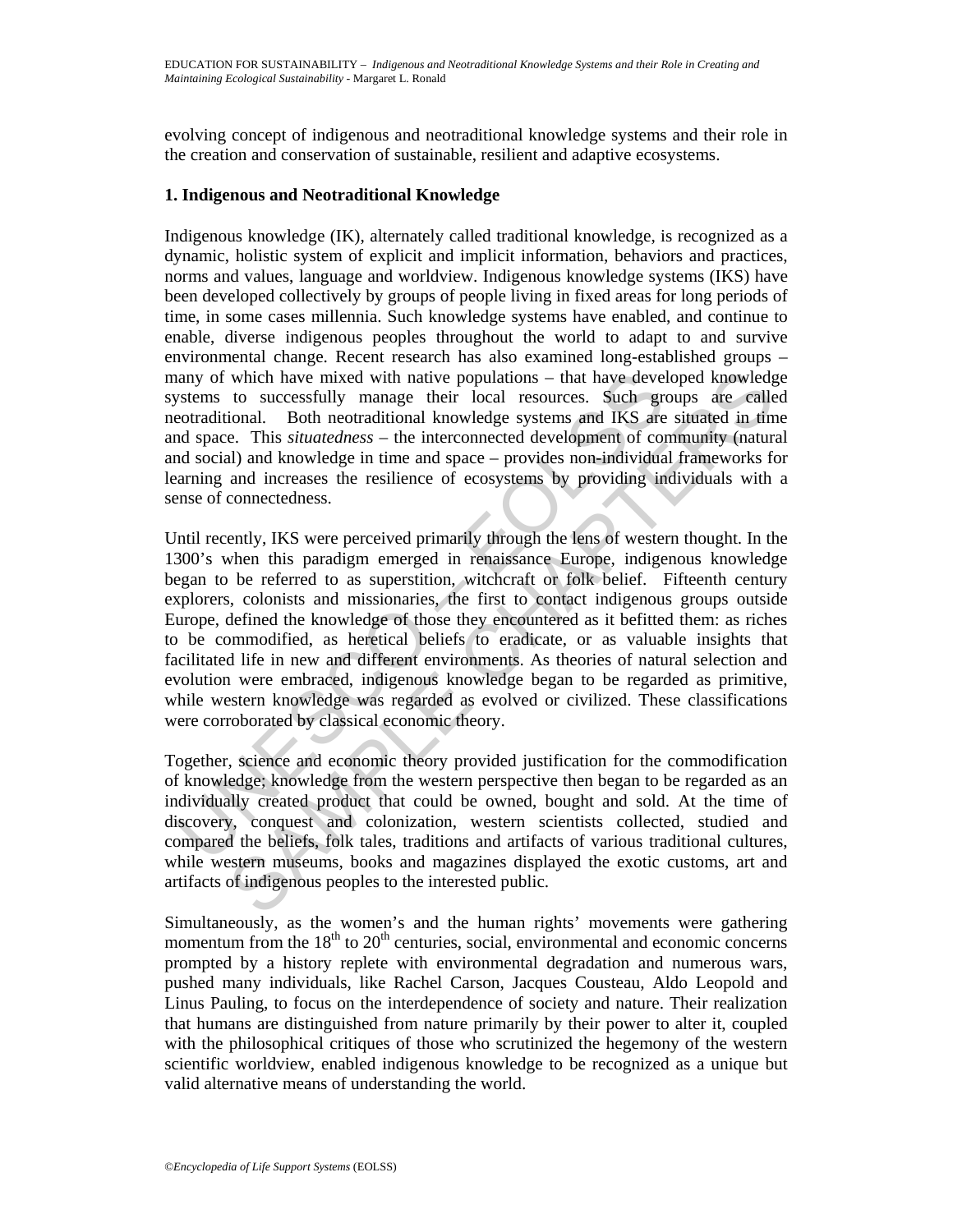evolving concept of indigenous and neotraditional knowledge systems and their role in the creation and conservation of sustainable, resilient and adaptive ecosystems.

## 1. Indigenous and Neotraditional Knowledge

Indigenous knowledge (IK), alternately called traditional knowledge, is recognized as a dynamic, holistic system of explicit and implicit information, behaviors and practices, norms and values, language and worldview. Indigenous knowledge systems (IKS) have been developed collectively by groups of people living in fixed areas for long periods of time, in some cases millennia. Such knowledge systems have enabled, and continue to enable, diverse indigenous peoples throughout the world to adapt to and survive environmental change. Recent research has also examined long-established groups – many of which have mixed with native populations – that have developed knowledge systems to successfully manage their local resources. Such groups are called neotraditional. Both neotraditional knowledge systems and IKS are situated in time and space. This *situatedness* – the interconnected development of community (natural and social) and knowledge in time and space – provides non-individual frameworks for learning and increases the resilience of ecosystems by providing individuals with a sense of connectedness.

Until recently, IKS were perceived primarily through the lens of western thought. In the 1300's when this paradigm emerged in renaissance Europe, indigenous knowledge began to be referred to as superstition, witchcraft or folk belief. Fifteenth century explorers, colonists and missionaries, the first to contact indigenous groups outside Europe, defined the knowledge of those they encountered as it befitted them: as riches to be commodified, as heretical beliefs to eradicate, or as valuable insights that facilitated life in new and different environments. As theories of natural selection and evolution were embraced, indigenous knowledge began to be regarded as primitive, while western knowledge was regarded as evolved or civilized. These classifications were corroborated by classical economic theory.

Together, science and economic theory provided justification for the commodification of knowledge; knowledge from the western perspective then began to be regarded as an individually created product that could be owned, bought and sold. At the time of discovery, conquest and colonization, western scientists collected, studied and compared the beliefs, folk tales, traditions and artifacts of various traditional cultures, while western museums, books and magazines displayed the exotic customs, art and artifacts of indigenous peoples to the interested public.

Simultaneously, as the women's and the human rights' movements were gathering momentum from the 18th to 20th centuries, social, environmental and economic concerns prompted by a history replete with environmental degradation and numerous wars, pushed many individuals, like Rachel Carson, Jacques Cousteau, Aldo Leopold and Linus Pauling, to focus on the interdependence of society and nature. Their realization that humans are distinguished from nature primarily by their power to alter it, coupled with the philosophical critiques of those who scrutinized the hegemony of the western scientific worldview, enabled indigenous knowledge to be recognized as a unique but valid alternative means of understanding the world.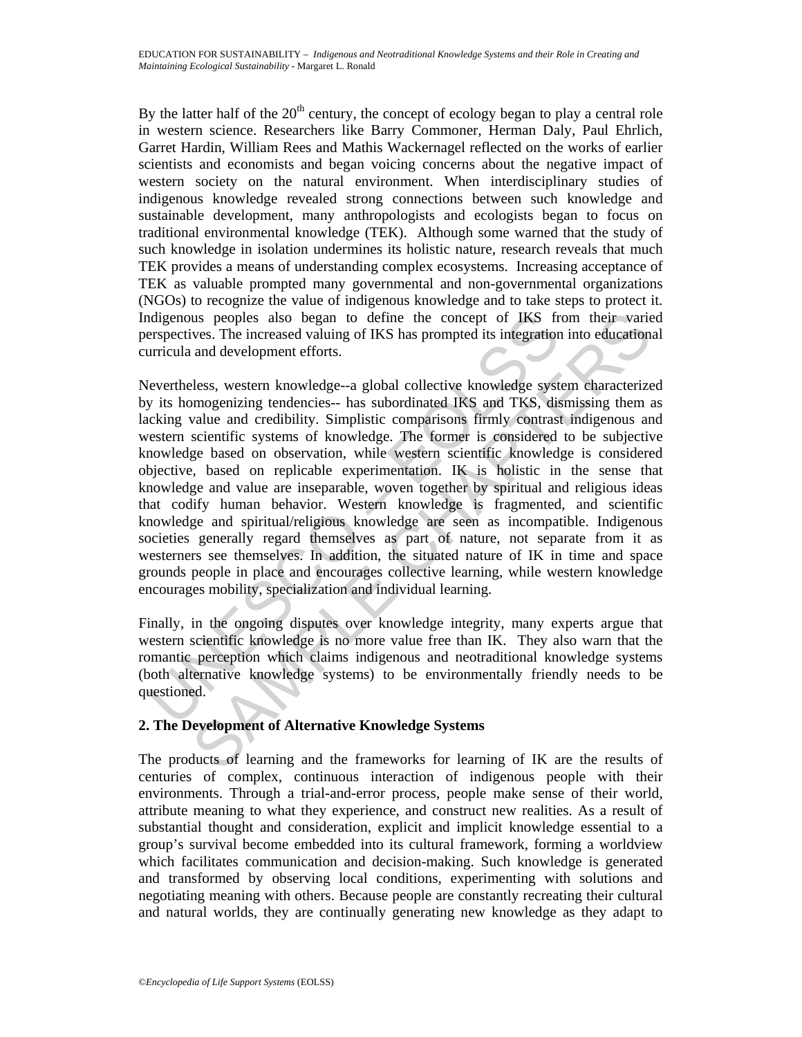By the latter half of the 20th century, the concept of ecology began to play a central role in western science. Researchers like Barry Commoner, Herman Daly, Paul Ehrlich, Garret Hardin, William Rees and Mathis Wackernagel reflected on the works of earlier scientists and economists and began voicing concerns about the negative impact of western society on the natural environment. When interdisciplinary studies of indigenous knowledge revealed strong connections between such knowledge and sustainable development, many anthropologists and ecologists began to focus on traditional environmental knowledge (TEK). Although some warned that the study of such knowledge in isolation undermines its holistic nature, research reveals that much TEK provides a means of understanding complex ecosystems. Increasing acceptance of TEK as valuable prompted many governmental and non-governmental organizations (NGOs) to recognize the value of indigenous knowledge and to take steps to protect it. Indigenous peoples also began to define the concept of IKS from their varied perspectives. The increased valuing of IKS has prompted its integration into educational curricula and development efforts.

Nevertheless, western knowledge--a global collective knowledge system characterized by its homogenizing tendencies-- has subordinated IKS and TKS, dismissing them as lacking value and credibility. Simplistic comparisons firmly contrast indigenous and western scientific systems of knowledge. The former is considered to be subjective knowledge based on observation, while western scientific knowledge is considered objective, based on replicable experimentation. IK is holistic in the sense that knowledge and value are inseparable, woven together by spiritual and religious ideas that codify human behavior. Western knowledge is fragmented, and scientific knowledge and spiritual/religious knowledge are seen as incompatible. Indigenous societies generally regard themselves as part of nature, not separate from it as westerners see themselves. In addition, the situated nature of IK in time and space grounds people in place and encourages collective learning, while western knowledge encourages mobility, specialization and individual learning.

Finally, in the ongoing disputes over knowledge integrity, many experts argue that western scientific knowledge is no more value free than IK. They also warn that the romantic perception which claims indigenous and neotraditional knowledge systems (both alternative knowledge systems) to be environmentally friendly needs to be questioned.

## 2. The Development of Alternative Knowledge Systems

The products of learning and the frameworks for learning of IK are the results of centuries of complex, continuous interaction of indigenous people with their environments. Through a trial-and-error process, people make sense of their world, attribute meaning to what they experience, and construct new realities. As a result of substantial thought and consideration, explicit and implicit knowledge essential to a group's survival become embedded into its cultural framework, forming a worldview which facilitates communication and decision-making. Such knowledge is generated and transformed by observing local conditions, experimenting with solutions and negotiating meaning with others. Because people are constantly recreating their cultural and natural worlds, they are continually generating new knowledge as they adapt to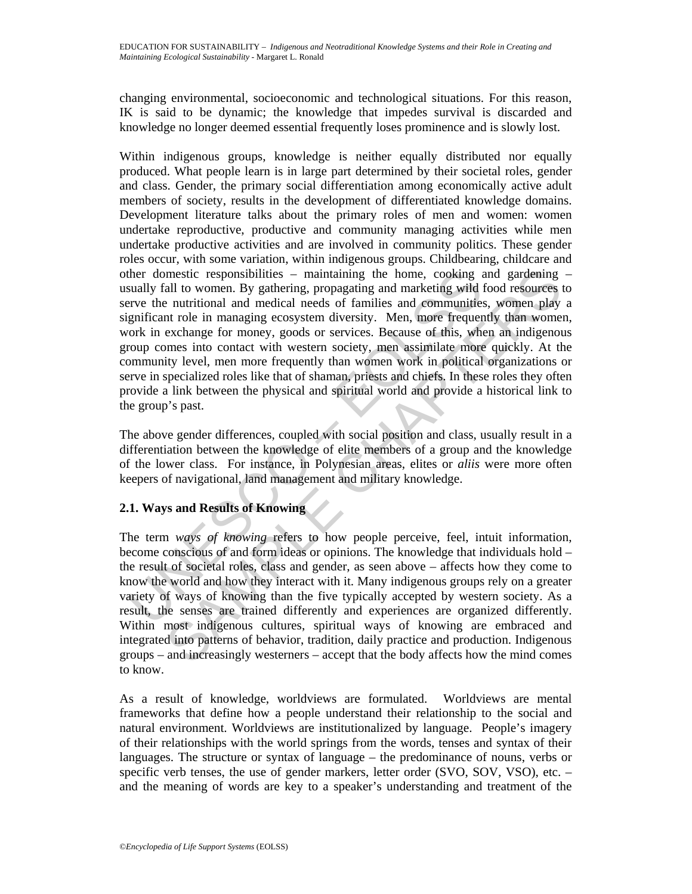changing environmental, socioeconomic and technological situations. For this reason, IK is said to be dynamic; the knowledge that impedes survival is discarded and knowledge no longer deemed essential frequently loses prominence and is slowly lost.

Within indigenous groups, knowledge is neither equally distributed nor equally produced. What people learn is in large part determined by their societal roles, gender and class. Gender, the primary social differentiation among economically active adult members of society, results in the development of differentiated knowledge domains. Development literature talks about the primary roles of men and women: women undertake reproductive, productive and community managing activities while men undertake productive activities and are involved in community politics. These gender roles occur, with some variation, within indigenous groups. Childbearing, childcare and other domestic responsibilities – maintaining the home, cooking and gardening – usually fall to women. By gathering, propagating and marketing wild food resources to serve the nutritional and medical needs of families and communities, women play a significant role in managing ecosystem diversity. Men, more frequently than women, work in exchange for money, goods or services. Because of this, when an indigenous group comes into contact with western society, men assimilate more quickly. At the community level, men more frequently than women work in political organizations or serve in specialized roles like that of shaman, priests and chiefs. In these roles they often provide a link between the physical and spiritual world and provide a historical link to the group's past.

The above gender differences, coupled with social position and class, usually result in a differentiation between the knowledge of elite members of a group and the knowledge of the lower class. For instance, in Polynesian areas, elites or *aliis* were more often keepers of navigational, land management and military knowledge.

### 2.1. Ways and Results of Knowing

The term *ways of knowing* refers to how people perceive, feel, intuit information, become conscious of and form ideas or opinions. The knowledge that individuals hold – the result of societal roles, class and gender, as seen above – affects how they come to know the world and how they interact with it. Many indigenous groups rely on a greater variety of ways of knowing than the five typically accepted by western society. As a result, the senses are trained differently and experiences are organized differently. Within most indigenous cultures, spiritual ways of knowing are embraced and integrated into patterns of behavior, tradition, daily practice and production. Indigenous groups – and increasingly westerners – accept that the body affects how the mind comes to know.

As a result of knowledge, worldviews are formulated. Worldviews are mental frameworks that define how a people understand their relationship to the social and natural environment. Worldviews are institutionalized by language. People's imagery of their relationships with the world springs from the words, tenses and syntax of their languages. The structure or syntax of language – the predominance of nouns, verbs or specific verb tenses, the use of gender markers, letter order (SVO, SOV, VSO), etc. – and the meaning of words are key to a speaker's understanding and treatment of the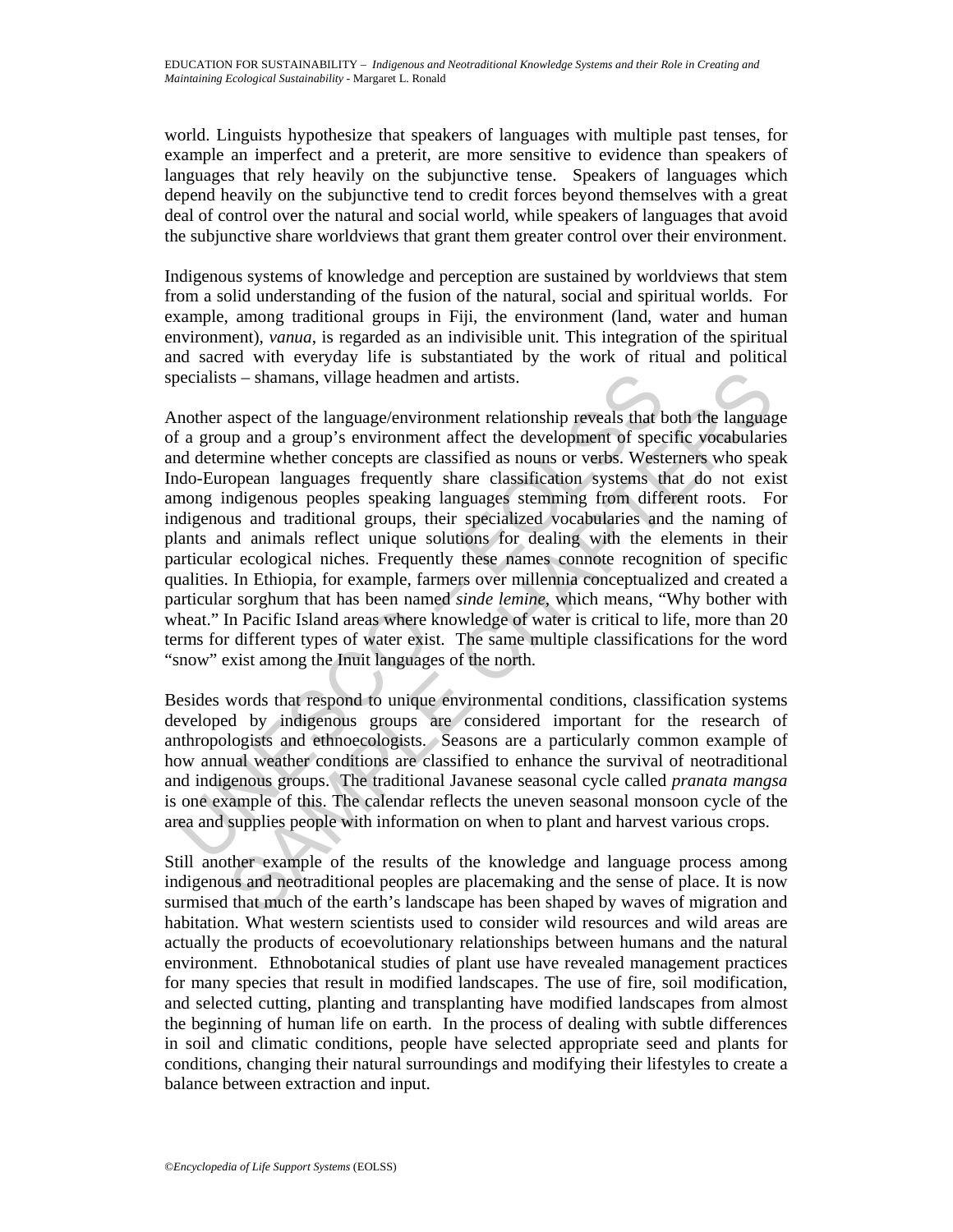world. Linguists hypothesize that speakers of languages with multiple past tenses, for example an imperfect and a preterit, are more sensitive to evidence than speakers of languages that rely heavily on the subjunctive tense. Speakers of languages which depend heavily on the subjunctive tend to credit forces beyond themselves with a great deal of control over the natural and social world, while speakers of languages that avoid the subjunctive share worldviews that grant them greater control over their environment.

Indigenous systems of knowledge and perception are sustained by worldviews that stem from a solid understanding of the fusion of the natural, social and spiritual worlds. For example, among traditional groups in Fiji, the environment (land, water and human environment), *vanua*, is regarded as an indivisible unit. This integration of the spiritual and sacred with everyday life is substantiated by the work of ritual and political specialists – shamans, village headmen and artists.

Another aspect of the language/environment relationship reveals that both the language of a group and a group's environment affect the development of specific vocabularies and determine whether concepts are classified as nouns or verbs. Westerners who speak Indo-European languages frequently share classification systems that do not exist among indigenous peoples speaking languages stemming from different roots. For indigenous and traditional groups, their specialized vocabularies and the naming of plants and animals reflect unique solutions for dealing with the elements in their particular ecological niches. Frequently these names connote recognition of specific qualities. In Ethiopia, for example, farmers over millennia conceptualized and created a particular sorghum that has been named *sinde lemine*, which means, "Why bother with wheat." In Pacific Island areas where knowledge of water is critical to life, more than 20 terms for different types of water exist. The same multiple classifications for the word "snow" exist among the Inuit languages of the north.

Besides words that respond to unique environmental conditions, classification systems developed by indigenous groups are considered important for the research of anthropologists and ethnoecologists. Seasons are a particularly common example of how annual weather conditions are classified to enhance the survival of neotraditional and indigenous groups. The traditional Javanese seasonal cycle called *pranata mangsa* is one example of this. The calendar reflects the uneven seasonal monsoon cycle of the area and supplies people with information on when to plant and harvest various crops.

Still another example of the results of the knowledge and language process among indigenous and neotraditional peoples are placemaking and the sense of place. It is now surmised that much of the earth's landscape has been shaped by waves of migration and habitation. What western scientists used to consider wild resources and wild areas are actually the products of ecoevolutionary relationships between humans and the natural environment. Ethnobotanical studies of plant use have revealed management practices for many species that result in modified landscapes. The use of fire, soil modification, and selected cutting, planting and transplanting have modified landscapes from almost the beginning of human life on earth. In the process of dealing with subtle differences in soil and climatic conditions, people have selected appropriate seed and plants for conditions, changing their natural surroundings and modifying their lifestyles to create a balance between extraction and input.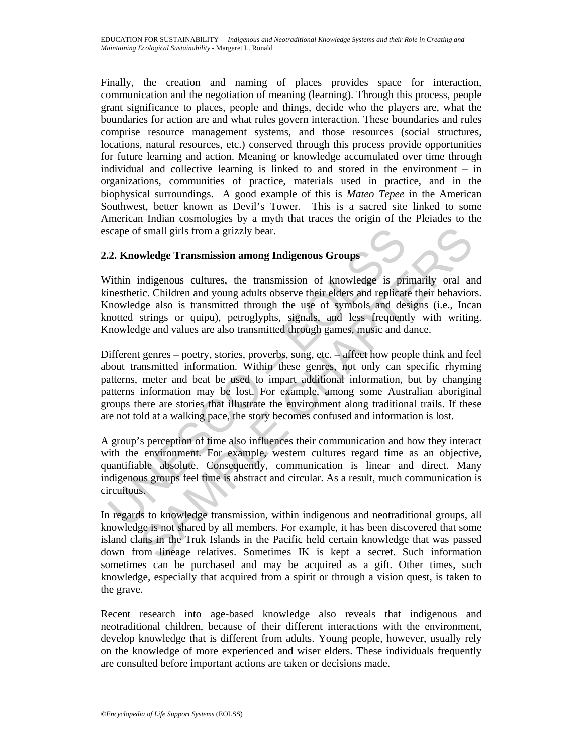Finally, the creation and naming of places provides space for interaction, communication and the negotiation of meaning (learning). Through this process, people grant significance to places, people and things, decide who the players are, what the boundaries for action are and what rules govern interaction. These boundaries and rules comprise resource management systems, and those resources (social structures, locations, natural resources, etc.) conserved through this process provide opportunities for future learning and action. Meaning or knowledge accumulated over time through individual and collective learning is linked to and stored in the environment – in organizations, communities of practice, materials used in practice, and in the biophysical surroundings. A good example of this is *Mateo Tepee* in the American Southwest, better known as Devil's Tower. This is a sacred site linked to some American Indian cosmologies by a myth that traces the origin of the Pleiades to the escape of small girls from a grizzly bear.

## 2.2. Knowledge Transmission among Indigenous Groups

Within indigenous cultures, the transmission of knowledge is primarily oral and kinesthetic. Children and young adults observe their elders and replicate their behaviors. Knowledge also is transmitted through the use of symbols and designs (i.e., Incan knotted strings or quipu), petroglyphs, signals, and less frequently with writing. Knowledge and values are also transmitted through games, music and dance.

Different genres – poetry, stories, proverbs, song, etc. – affect how people think and feel about transmitted information. Within these genres, not only can specific rhyming patterns, meter and beat be used to impart additional information, but by changing patterns information may be lost. For example, among some Australian aboriginal groups there are stories that illustrate the environment along traditional trails. If these are not told at a walking pace, the story becomes confused and information is lost.

A group's perception of time also influences their communication and how they interact with the environment. For example, western cultures regard time as an objective, quantifiable absolute. Consequently, communication is linear and direct. Many indigenous groups feel time is abstract and circular. As a result, much communication is circuitous.

In regards to knowledge transmission, within indigenous and neotraditional groups, all knowledge is not shared by all members. For example, it has been discovered that some island clans in the Truk Islands in the Pacific held certain knowledge that was passed down from lineage relatives. Sometimes IK is kept a secret. Such information sometimes can be purchased and may be acquired as a gift. Other times, such knowledge, especially that acquired from a spirit or through a vision quest, is taken to the grave.

Recent research into age-based knowledge also reveals that indigenous and neotraditional children, because of their different interactions with the environment, develop knowledge that is different from adults. Young people, however, usually rely on the knowledge of more experienced and wiser elders. These individuals frequently are consulted before important actions are taken or decisions made.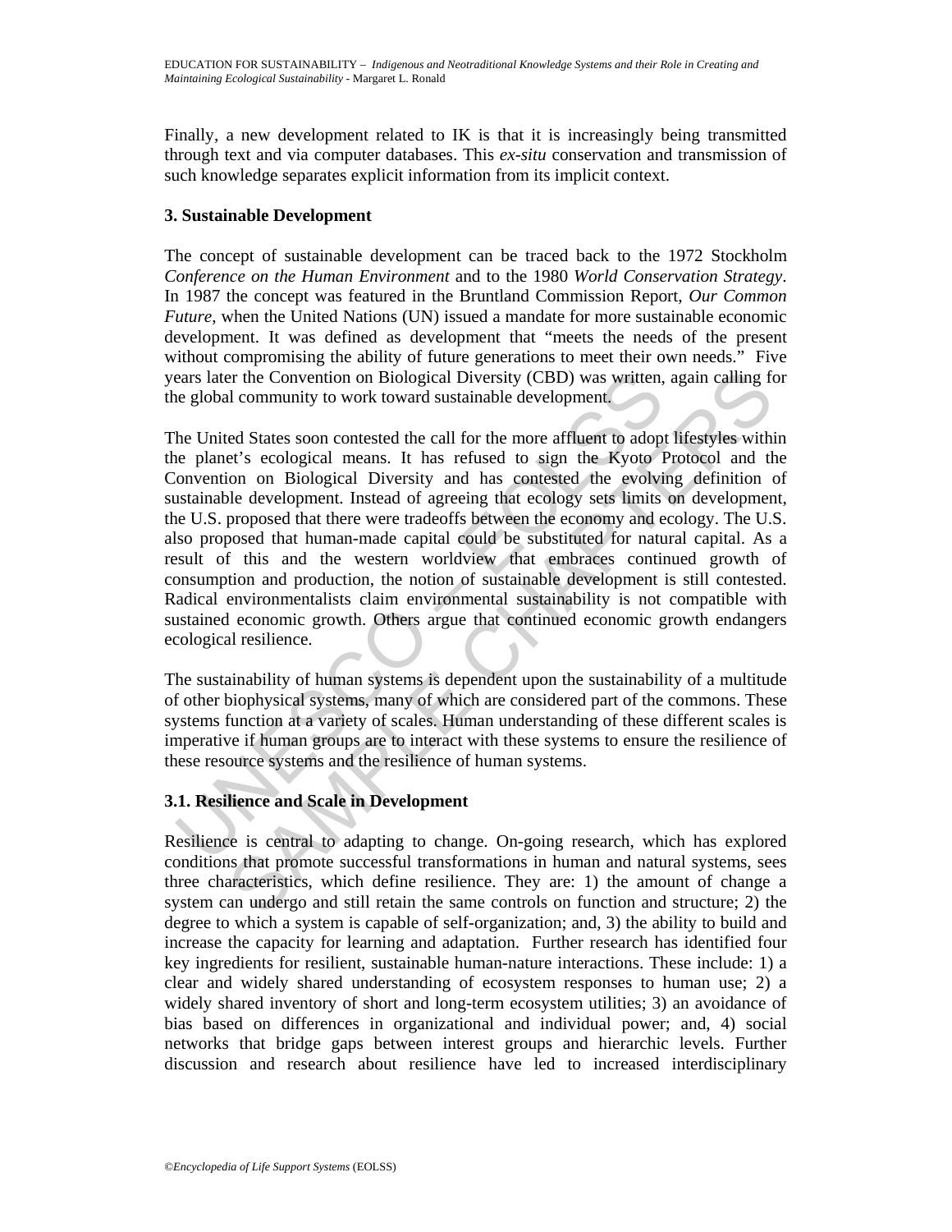Finally, a new development related to IK is that it is increasingly being transmitted through text and via computer databases. This *ex-situ* conservation and transmission of such knowledge separates explicit information from its implicit context.

## 3. Sustainable Development

The concept of sustainable development can be traced back to the 1972 Stockholm *Conference on the Human Environment* and to the 1980 *World Conservation Strategy*. In 1987 the concept was featured in the Bruntland Commission Report, *Our Common Future*, when the United Nations (UN) issued a mandate for more sustainable economic development. It was defined as development that "meets the needs of the present without compromising the ability of future generations to meet their own needs." Five years later the Convention on Biological Diversity (CBD) was written, again calling for the global community to work toward sustainable development.

The United States soon contested the call for the more affluent to adopt lifestyles within the planet's ecological means. It has refused to sign the Kyoto Protocol and the Convention on Biological Diversity and has contested the evolving definition of sustainable development. Instead of agreeing that ecology sets limits on development, the U.S. proposed that there were tradeoffs between the economy and ecology. The U.S. also proposed that human-made capital could be substituted for natural capital. As a result of this and the western worldview that embraces continued growth of consumption and production, the notion of sustainable development is still contested. Radical environmentalists claim environmental sustainability is not compatible with sustained economic growth. Others argue that continued economic growth endangers ecological resilience.

The sustainability of human systems is dependent upon the sustainability of a multitude of other biophysical systems, many of which are considered part of the commons. These systems function at a variety of scales. Human understanding of these different scales is imperative if human groups are to interact with these systems to ensure the resilience of these resource systems and the resilience of human systems.

### 3.1. Resilience and Scale in Development

Resilience is central to adapting to change. On-going research, which has explored conditions that promote successful transformations in human and natural systems, sees three characteristics, which define resilience. They are: 1) the amount of change a system can undergo and still retain the same controls on function and structure; 2) the degree to which a system is capable of self-organization; and, 3) the ability to build and increase the capacity for learning and adaptation. Further research has identified four key ingredients for resilient, sustainable human-nature interactions. These include: 1) a clear and widely shared understanding of ecosystem responses to human use; 2) a widely shared inventory of short and long-term ecosystem utilities; 3) an avoidance of bias based on differences in organizational and individual power; and, 4) social networks that bridge gaps between interest groups and hierarchic levels. Further discussion and research about resilience have led to increased interdisciplinary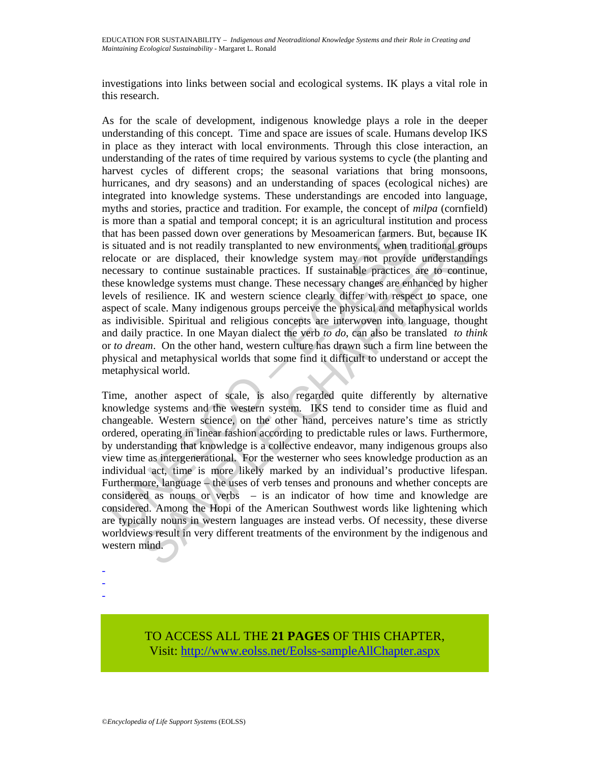investigations into links between social and ecological systems. IK plays a vital role in this research.

As for the scale of development, indigenous knowledge plays a role in the deeper understanding of this concept. Time and space are issues of scale. Humans develop IKS in place as they interact with local environments. Through this close interaction, an understanding of the rates of time required by various systems to cycle (the planting and harvest cycles of different crops; the seasonal variations that bring monsoons, hurricanes, and dry seasons) and an understanding of spaces (ecological niches) are integrated into knowledge systems. These understandings are encoded into language, myths and stories, practice and tradition. For example, the concept of *milpa* (cornfield) is more than a spatial and temporal concept; it is an agricultural institution and process that has been passed down over generations by Mesoamerican farmers. But, because IK is situated and is not readily transplanted to new environments, when traditional groups relocate or are displaced, their knowledge system may not provide understandings necessary to continue sustainable practices. If sustainable practices are to continue, these knowledge systems must change. These necessary changes are enhanced by higher levels of resilience. IK and western science clearly differ with respect to space, one aspect of scale. Many indigenous groups perceive the physical and metaphysical worlds as indivisible. Spiritual and religious concepts are interwoven into language, thought and daily practice. In one Mayan dialect the verb *to do*, can also be translated *to think* or *to dream*. On the other hand, western culture has drawn such a firm line between the physical and metaphysical worlds that some find it difficult to understand or accept the metaphysical world.

Time, another aspect of scale, is also regarded quite differently by alternative knowledge systems and the western system. IKS tend to consider time as fluid and changeable. Western science, on the other hand, perceives nature's time as strictly ordered, operating in linear fashion according to predictable rules or laws. Furthermore, by understanding that knowledge is a collective endeavor, many indigenous groups also view time as intergenerational. For the westerner who sees knowledge production as an individual act, time is more likely marked by an individual's productive lifespan. Furthermore, language – the uses of verb tenses and pronouns and whether concepts are considered as nouns or verbs – is an indicator of how time and knowledge are considered. Among the Hopi of the American Southwest words like lightening which are typically nouns in western languages are instead verbs. Of necessity, these diverse worldviews result in very different treatments of the environment by the indigenous and western mind.

-
-
-

TO ACCESS ALL THE **21 PAGES** OF THIS CHAPTER,
Visit: http://www.eolss.net/Eolss-sampleAllChapter.aspx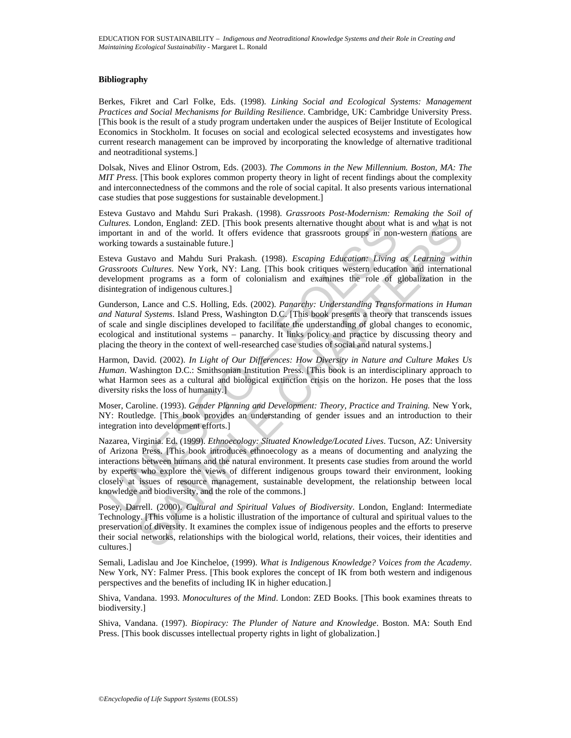### Bibliography

Berkes, Fikret and Carl Folke, Eds. (1998). *Linking Social and Ecological Systems: Management Practices and Social Mechanisms for Building Resilience*. Cambridge, UK: Cambridge University Press. [This book is the result of a study program undertaken under the auspices of Beijer Institute of Ecological Economics in Stockholm. It focuses on social and ecological selected ecosystems and investigates how current research management can be improved by incorporating the knowledge of alternative traditional and neotraditional systems.]

Dolsak, Nives and Elinor Ostrom, Eds. (2003). *The Commons in the New Millennium. Boston, MA: The MIT Press.* [This book explores common property theory in light of recent findings about the complexity and interconnectedness of the commons and the role of social capital. It also presents various international case studies that pose suggestions for sustainable development.]

Esteva Gustavo and Mahdu Suri Prakash. (1998). *Grassroots Post-Modernism: Remaking the Soil of Cultures.* London, England: ZED. [This book presents alternative thought about what is and what is not important in and of the world. It offers evidence that grassroots groups in non-western nations are working towards a sustainable future.]

Esteva Gustavo and Mahdu Suri Prakash. (1998). *Escaping Education: Living as Learning within Grassroots Cultures*. New York, NY: Lang. [This book critiques western education and international development programs as a form of colonialism and examines the role of globalization in the disintegration of indigenous cultures.]

Gunderson, Lance and C.S. Holling, Eds. (2002). *Panarchy: Understanding Transformations in Human and Natural Systems*. Island Press, Washington D.C. [This book presents a theory that transcends issues of scale and single disciplines developed to facilitate the understanding of global changes to economic, ecological and institutional systems – panarchy. It links policy and practice by discussing theory and placing the theory in the context of well-researched case studies of social and natural systems.]

Harmon, David. (2002). *In Light of Our Differences: How Diversity in Nature and Culture Makes Us Human*. Washington D.C.: Smithsonian Institution Press. [This book is an interdisciplinary approach to what Harmon sees as a cultural and biological extinction crisis on the horizon. He poses that the loss diversity risks the loss of humanity.]

Moser, Caroline. (1993). *Gender Planning and Development: Theory, Practice and Training.* New York, NY: Routledge. [This book provides an understanding of gender issues and an introduction to their integration into development efforts.]

Nazarea, Virginia. Ed. (1999). *Ethnoecology: Situated Knowledge/Located Lives*. Tucson, AZ: University of Arizona Press. [This book introduces ethnoecology as a means of documenting and analyzing the interactions between humans and the natural environment. It presents case studies from around the world by experts who explore the views of different indigenous groups toward their environment, looking closely at issues of resource management, sustainable development, the relationship between local knowledge and biodiversity, and the role of the commons.]

Posey, Darrell. (2000). *Cultural and Spiritual Values of Biodiversity*. London, England: Intermediate Technology. [This volume is a holistic illustration of the importance of cultural and spiritual values to the preservation of diversity. It examines the complex issue of indigenous peoples and the efforts to preserve their social networks, relationships with the biological world, relations, their voices, their identities and cultures.]

Semali, Ladislau and Joe Kincheloe, (1999). *What is Indigenous Knowledge? Voices from the Academy*. New York, NY: Falmer Press. [This book explores the concept of IK from both western and indigenous perspectives and the benefits of including IK in higher education.]

Shiva, Vandana. 1993. *Monocultures of the Mind*. London: ZED Books. [This book examines threats to biodiversity.]

Shiva, Vandana. (1997). *Biopiracy: The Plunder of Nature and Knowledge*. Boston. MA: South End Press. [This book discusses intellectual property rights in light of globalization.]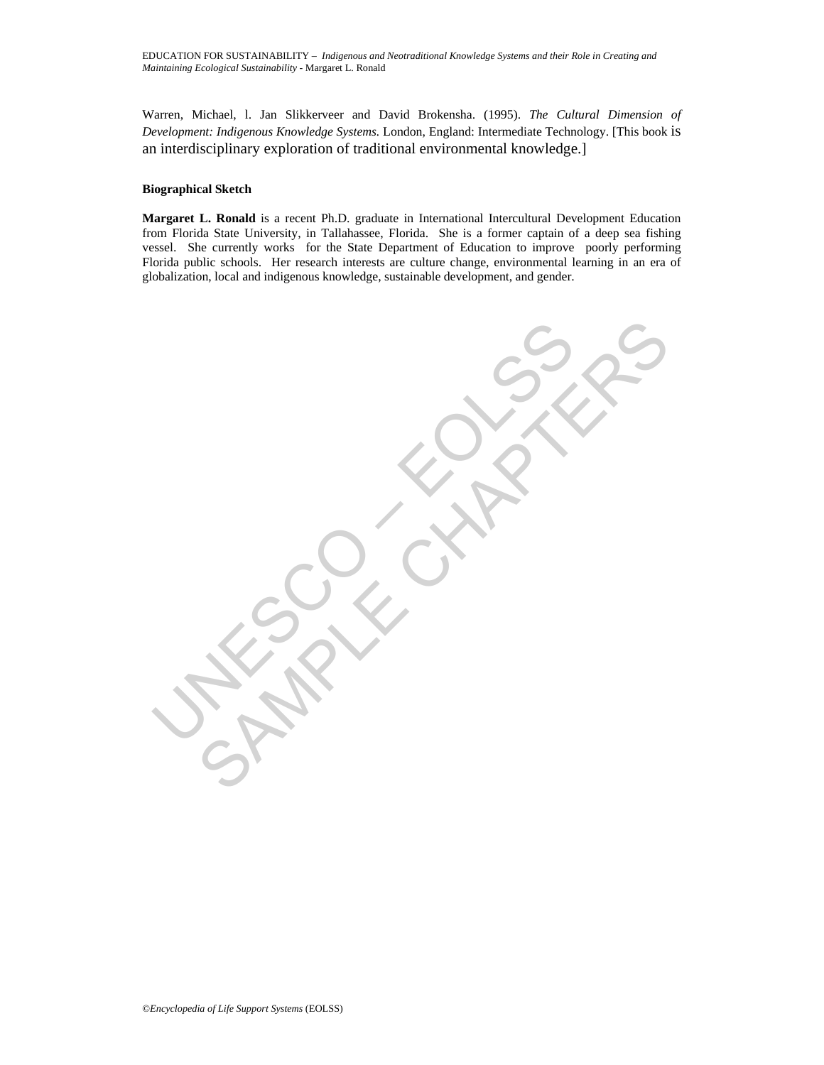Warren, Michael, l. Jan Slikkerveer and David Brokensha. (1995). *The Cultural Dimension of Development: Indigenous Knowledge Systems.* London, England: Intermediate Technology. [This book is an interdisciplinary exploration of traditional environmental knowledge.]

**Biographical Sketch**

**Margaret L. Ronald** is a recent Ph.D. graduate in International Intercultural Development Education from Florida State University, in Tallahassee, Florida. She is a former captain of a deep sea fishing vessel. She currently works for the State Department of Education to improve poorly performing Florida public schools. Her research interests are culture change, environmental learning in an era of globalization, local and indigenous knowledge, sustainable development, and gender.